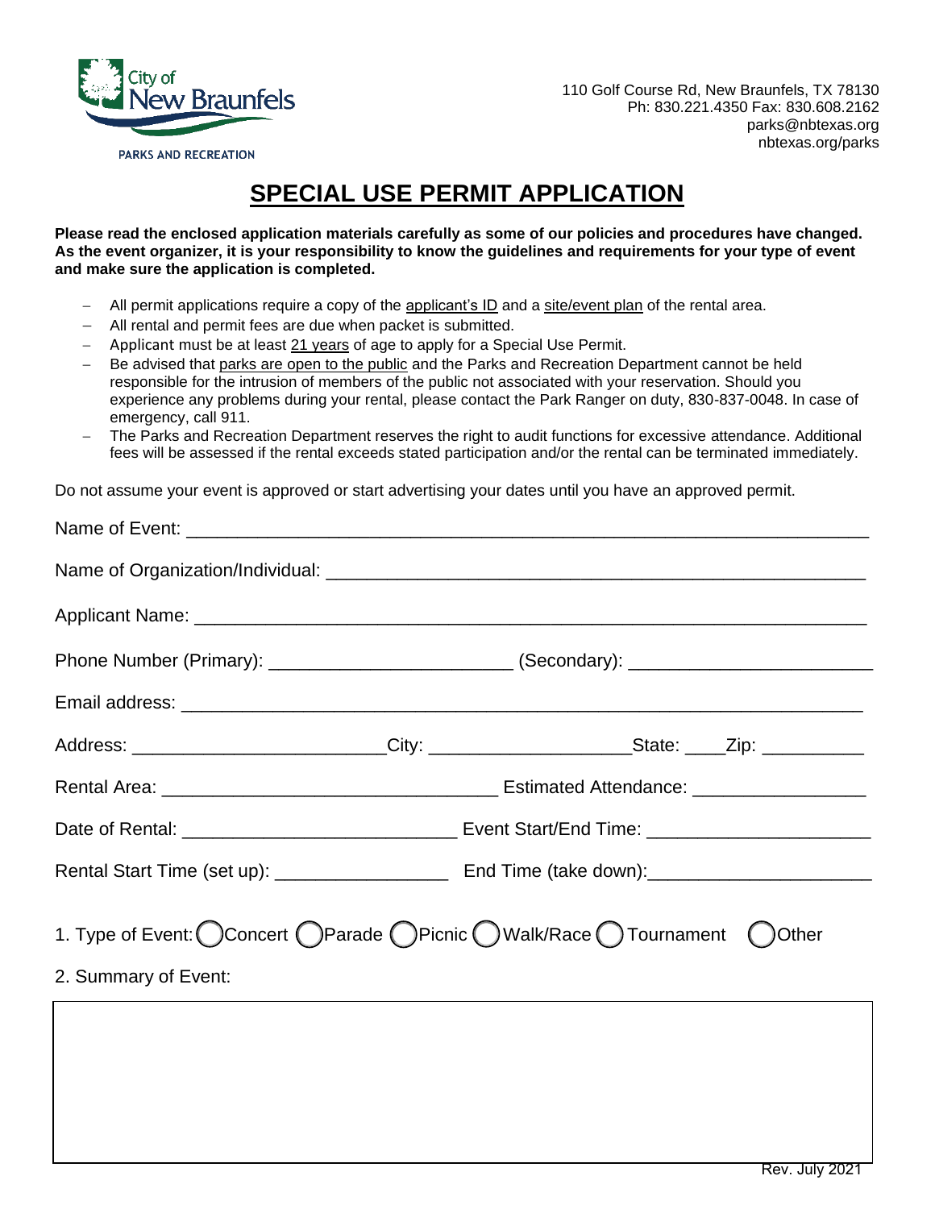City of New Braunfels

PARKS AND RECREATION

110 Golf Course Rd, New Braunfels, TX 78130
Ph: 830.221.4350 Fax: 830.608.2162
parks@nbtexas.org
nbtexas.org/parks

# SPECIAL USE PERMIT APPLICATION

**Please read the enclosed application materials carefully as some of our policies and procedures have changed. As the event organizer, it is your responsibility to know the guidelines and requirements for your type of event and make sure the application is completed.**

- All permit applications require a copy of the applicant's ID and a site/event plan of the rental area.
- All rental and permit fees are due when packet is submitted.
- Applicant must be at least 21 years of age to apply for a Special Use Permit.
- Be advised that parks are open to the public and the Parks and Recreation Department cannot be held responsible for the intrusion of members of the public not associated with your reservation. Should you experience any problems during your rental, please contact the Park Ranger on duty, 830-837-0048. In case of emergency, call 911.
- The Parks and Recreation Department reserves the right to audit functions for excessive attendance. Additional fees will be assessed if the rental exceeds stated participation and/or the rental can be terminated immediately.

Do not assume your event is approved or start advertising your dates until you have an approved permit.

Name of Event: ______________________________

Name of Organization/Individual: ______________________________

Applicant Name: ______________________________

Phone Number (Primary): ____________________ (Secondary): ____________________

Email address: ______________________________

Address: ____________________ City: ________________ State: ____ Zip: __________

Rental Area: ____________________ Estimated Attendance: ______________

Date of Rental: ____________________ Event Start/End Time: ____________________

Rental Start Time (set up): ______________ End Time (take down): ____________________

1. Type of Event: ◯ Concert ◯ Parade ◯ Picnic ◯ Walk/Race ◯ Tournament ◯ Other

2. Summary of Event:

Rev. July 2021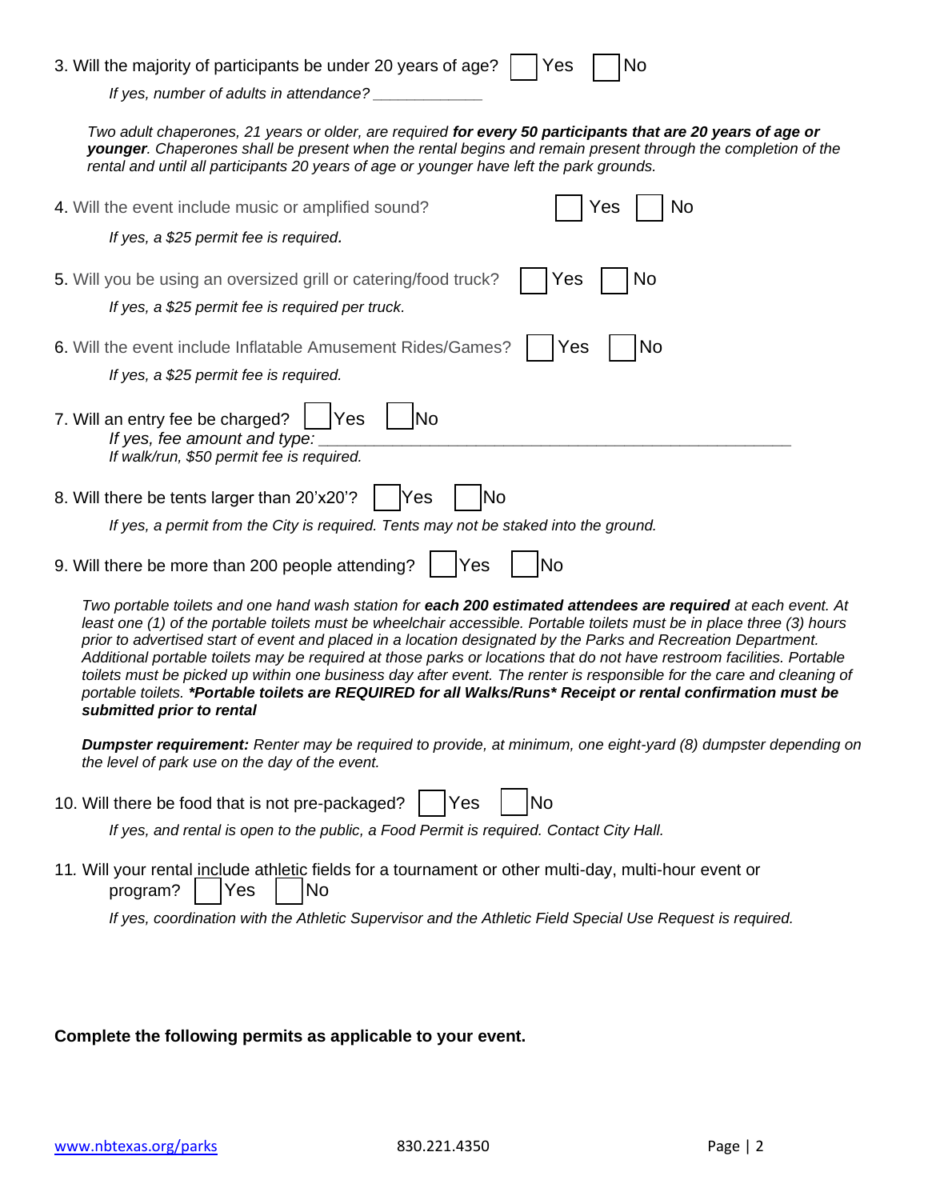3. Will the majority of participants be under 20 years of age? ☐ Yes ☐ No

   *If yes, number of adults in attendance? ____________*

   *Two adult chaperones, 21 years or older, are required **for every 50 participants that are 20 years of age or younger**. Chaperones shall be present when the rental begins and remain present through the completion of the rental and until all participants 20 years of age or younger have left the park grounds.*

4. Will the event include music or amplified sound? ☐ Yes ☐ No

   *If yes, a $25 permit fee is required.*

5. Will you be using an oversized grill or catering/food truck? ☐ Yes ☐ No

   *If yes, a $25 permit fee is required per truck.*

6. Will the event include Inflatable Amusement Rides/Games? ☐ Yes ☐ No

   *If yes, a $25 permit fee is required.*

7. Will an entry fee be charged? ☐ Yes ☐ No

   *If yes, fee amount and type: ______________________________________________________*

   *If walk/run, $50 permit fee is required.*

8. Will there be tents larger than 20'x20'? ☐ Yes ☐ No

   *If yes, a permit from the City is required. Tents may not be staked into the ground.*

9. Will there be more than 200 people attending? ☐ Yes ☐ No

   *Two portable toilets and one hand wash station for **each 200 estimated attendees are required** at each event. At least one (1) of the portable toilets must be wheelchair accessible. Portable toilets must be in place three (3) hours prior to advertised start of event and placed in a location designated by the Parks and Recreation Department. Additional portable toilets may be required at those parks or locations that do not have restroom facilities. Portable toilets must be picked up within one business day after event. The renter is responsible for the care and cleaning of portable toilets. **\*Portable toilets are REQUIRED for all Walks/Runs\* Receipt or rental confirmation must be submitted prior to rental***

   ***Dumpster requirement:** Renter may be required to provide, at minimum, one eight-yard (8) dumpster depending on the level of park use on the day of the event.*

10. Will there be food that is not pre-packaged? ☐ Yes ☐ No

    *If yes, and rental is open to the public, a Food Permit is required. Contact City Hall.*

11. Will your rental include athletic fields for a tournament or other multi-day, multi-hour event or program? ☐ Yes ☐ No

    *If yes, coordination with the Athletic Supervisor and the Athletic Field Special Use Request is required.*

**Complete the following permits as applicable to your event.**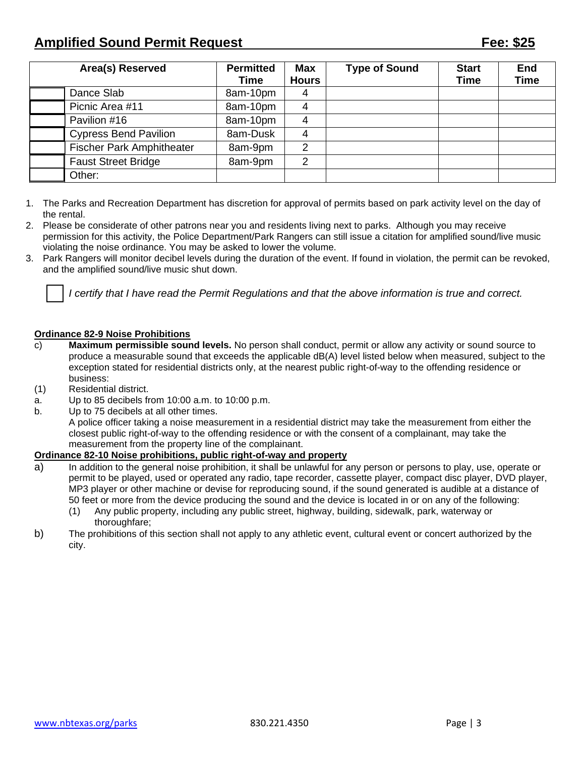## Amplified Sound Permit Request Fee: $25

| Area(s) Reserved | | Permitted Time | Max Hours | Type of Sound | Start Time | End Time |
|---|---|---|---|---|---|---|
| | Dance Slab | 8am-10pm | 4 | | | |
| | Picnic Area #11 | 8am-10pm | 4 | | | |
| | Pavilion #16 | 8am-10pm | 4 | | | |
| | Cypress Bend Pavilion | 8am-Dusk | 4 | | | |
| | Fischer Park Amphitheater | 8am-9pm | 2 | | | |
| | Faust Street Bridge | 8am-9pm | 2 | | | |
| | Other: | | | | | |

1. The Parks and Recreation Department has discretion for approval of permits based on park activity level on the day of the rental.
2. Please be considerate of other patrons near you and residents living next to parks. Although you may receive permission for this activity, the Police Department/Park Rangers can still issue a citation for amplified sound/live music violating the noise ordinance. You may be asked to lower the volume.
3. Park Rangers will monitor decibel levels during the duration of the event. If found in violation, the permit can be revoked, and the amplified sound/live music shut down.

☐ *I certify that I have read the Permit Regulations and that the above information is true and correct.*

**Ordinance 82-9 Noise Prohibitions**

c) **Maximum permissible sound levels.** No person shall conduct, permit or allow any activity or sound source to produce a measurable sound that exceeds the applicable dB(A) level listed below when measured, subject to the exception stated for residential districts only, at the nearest public right-of-way to the offending residence or business:

(1) Residential district.

a. Up to 85 decibels from 10:00 a.m. to 10:00 p.m.

b. Up to 75 decibels at all other times.

A police officer taking a noise measurement in a residential district may take the measurement from either the closest public right-of-way to the offending residence or with the consent of a complainant, may take the measurement from the property line of the complainant.

**Ordinance 82-10 Noise prohibitions, public right-of-way and property**

a) In addition to the general noise prohibition, it shall be unlawful for any person or persons to play, use, operate or permit to be played, used or operated any radio, tape recorder, cassette player, compact disc player, DVD player, MP3 player or other machine or devise for reproducing sound, if the sound generated is audible at a distance of 50 feet or more from the device producing the sound and the device is located in or on any of the following:

(1) Any public property, including any public street, highway, building, sidewalk, park, waterway or thoroughfare;

b) The prohibitions of this section shall not apply to any athletic event, cultural event or concert authorized by the city.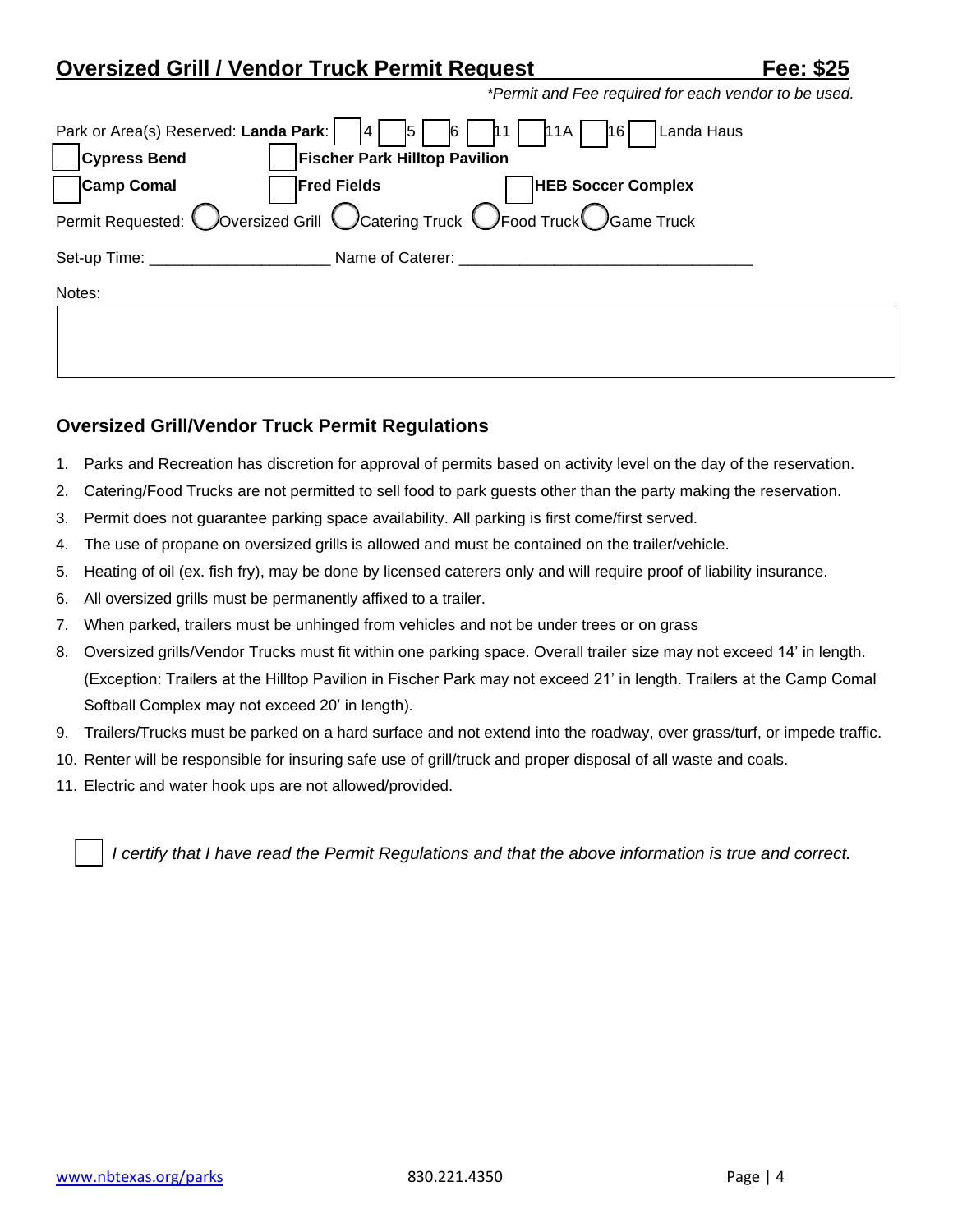## Oversized Grill / Vendor Truck Permit Request

**Fee: $25**

*\*Permit and Fee required for each vendor to be used.*

Park or Area(s) Reserved: **Landa Park**: ☐ 4 ☐ 5 ☐ 6 ☐ 11 ☐ 11A ☐ 16 ☐ Landa Haus

☐ **Cypress Bend** ☐ **Fischer Park Hilltop Pavilion**

☐ **Camp Comal** ☐ **Fred Fields** ☐ **HEB Soccer Complex**

Permit Requested: ◯ Oversized Grill ◯ Catering Truck ◯ Food Truck ◯ Game Truck

Set-up Time: ____________________ Name of Caterer: ________________________________

Notes:

### Oversized Grill/Vendor Truck Permit Regulations

1. Parks and Recreation has discretion for approval of permits based on activity level on the day of the reservation.
2. Catering/Food Trucks are not permitted to sell food to park guests other than the party making the reservation.
3. Permit does not guarantee parking space availability. All parking is first come/first served.
4. The use of propane on oversized grills is allowed and must be contained on the trailer/vehicle.
5. Heating of oil (ex. fish fry), may be done by licensed caterers only and will require proof of liability insurance.
6. All oversized grills must be permanently affixed to a trailer.
7. When parked, trailers must be unhinged from vehicles and not be under trees or on grass
8. Oversized grills/Vendor Trucks must fit within one parking space. Overall trailer size may not exceed 14' in length. (Exception: Trailers at the Hilltop Pavilion in Fischer Park may not exceed 21' in length. Trailers at the Camp Comal Softball Complex may not exceed 20' in length).
9. Trailers/Trucks must be parked on a hard surface and not extend into the roadway, over grass/turf, or impede traffic.
10. Renter will be responsible for insuring safe use of grill/truck and proper disposal of all waste and coals.
11. Electric and water hook ups are not allowed/provided.

☐ *I certify that I have read the Permit Regulations and that the above information is true and correct.*

www.nbtexas.org/parks 830.221.4350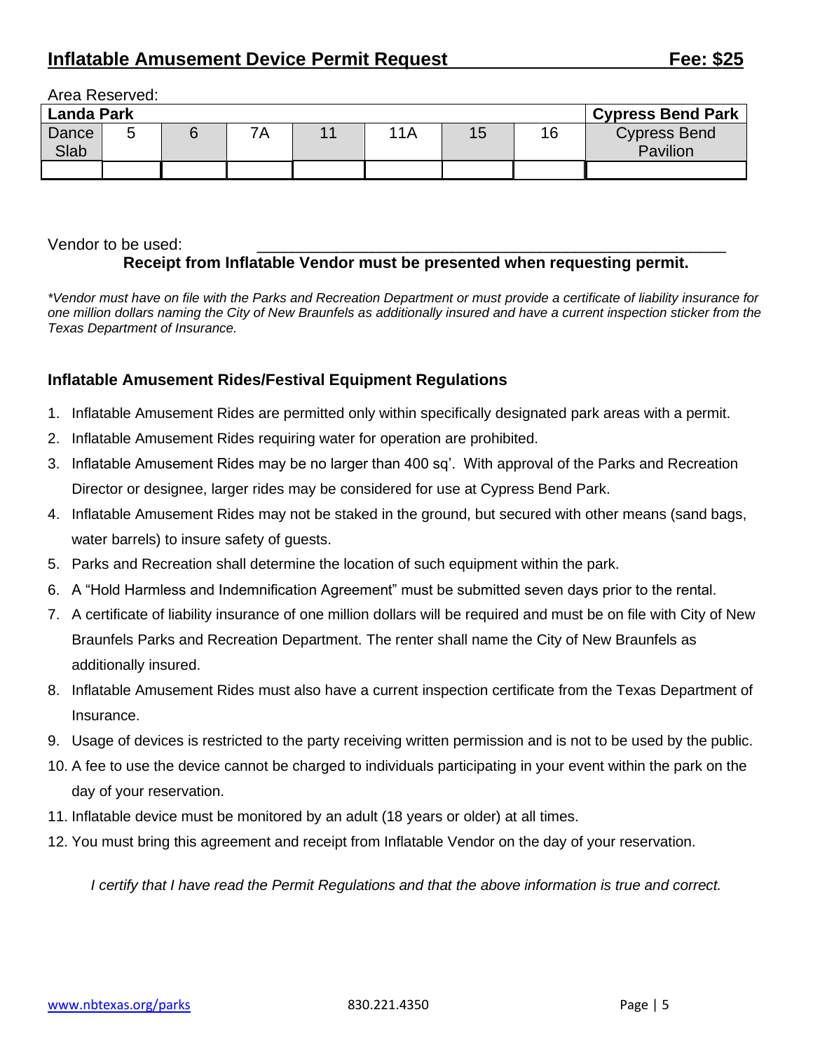## Inflatable Amusement Device Permit Request  **Fee: $25**

Area Reserved:

| Landa Park | | | | | | | | Cypress Bend Park |
|---|---|---|---|---|---|---|---|---|
| Dance Slab | 5 | 6 | 7A | 11 | 11A | 15 | 16 | Cypress Bend Pavilion |
| | | | | | | | | |

Vendor to be used: ______________________________________________________

**Receipt from Inflatable Vendor must be presented when requesting permit.**

*\*Vendor must have on file with the Parks and Recreation Department or must provide a certificate of liability insurance for one million dollars naming the City of New Braunfels as additionally insured and have a current inspection sticker from the Texas Department of Insurance.*

### Inflatable Amusement Rides/Festival Equipment Regulations

1. Inflatable Amusement Rides are permitted only within specifically designated park areas with a permit.
2. Inflatable Amusement Rides requiring water for operation are prohibited.
3. Inflatable Amusement Rides may be no larger than 400 sq'. With approval of the Parks and Recreation Director or designee, larger rides may be considered for use at Cypress Bend Park.
4. Inflatable Amusement Rides may not be staked in the ground, but secured with other means (sand bags, water barrels) to insure safety of guests.
5. Parks and Recreation shall determine the location of such equipment within the park.
6. A "Hold Harmless and Indemnification Agreement" must be submitted seven days prior to the rental.
7. A certificate of liability insurance of one million dollars will be required and must be on file with City of New Braunfels Parks and Recreation Department. The renter shall name the City of New Braunfels as additionally insured.
8. Inflatable Amusement Rides must also have a current inspection certificate from the Texas Department of Insurance.
9. Usage of devices is restricted to the party receiving written permission and is not to be used by the public.
10. A fee to use the device cannot be charged to individuals participating in your event within the park on the day of your reservation.
11. Inflatable device must be monitored by an adult (18 years or older) at all times.
12. You must bring this agreement and receipt from Inflatable Vendor on the day of your reservation.

*I certify that I have read the Permit Regulations and that the above information is true and correct.*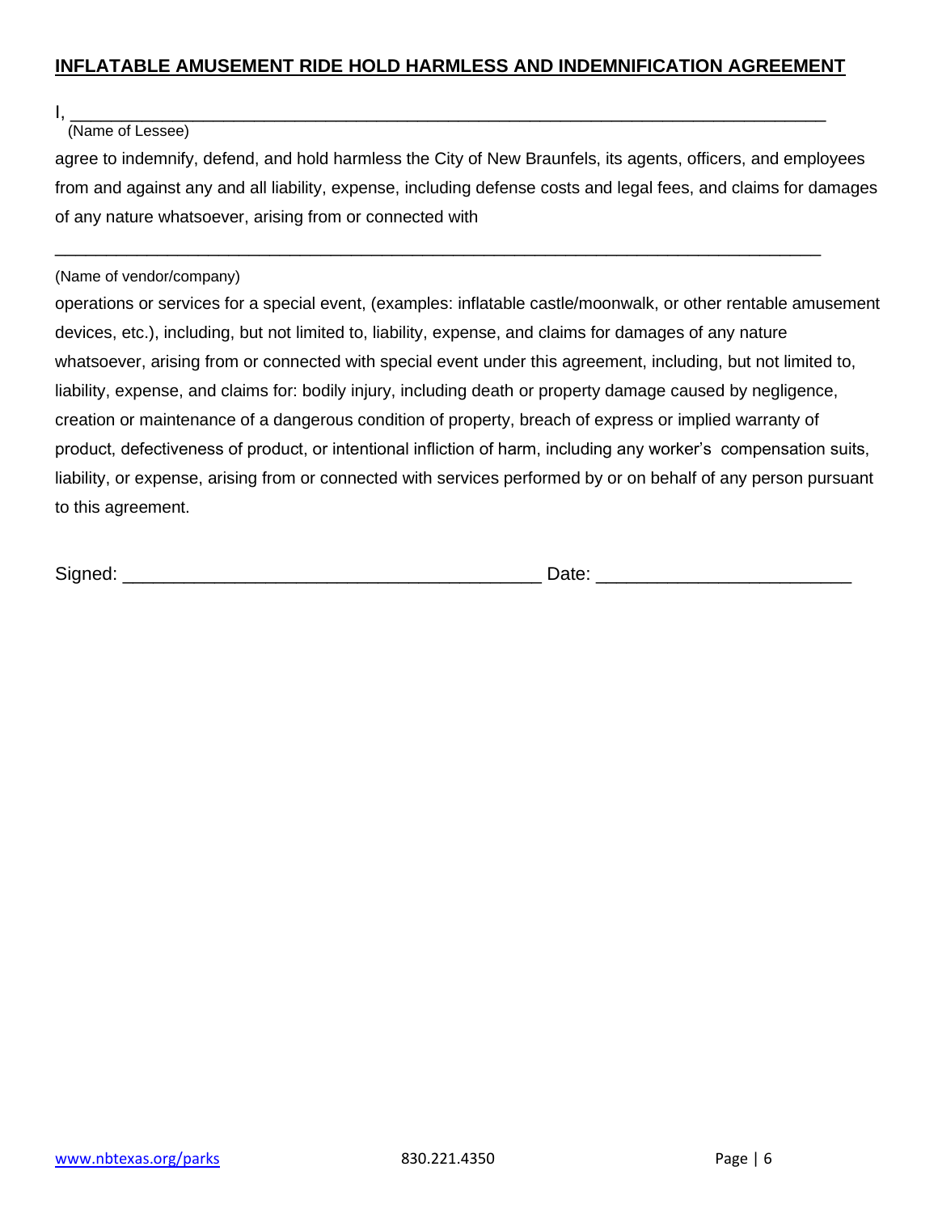## INFLATABLE AMUSEMENT RIDE HOLD HARMLESS AND INDEMNIFICATION AGREEMENT

I, ___________________________________________________________________________

(Name of Lessee)

agree to indemnify, defend, and hold harmless the City of New Braunfels, its agents, officers, and employees from and against any and all liability, expense, including defense costs and legal fees, and claims for damages of any nature whatsoever, arising from or connected with

______________________________________________________________________________

(Name of vendor/company)

operations or services for a special event, (examples: inflatable castle/moonwalk, or other rentable amusement devices, etc.), including, but not limited to, liability, expense, and claims for damages of any nature whatsoever, arising from or connected with special event under this agreement, including, but not limited to, liability, expense, and claims for: bodily injury, including death or property damage caused by negligence, creation or maintenance of a dangerous condition of property, breach of express or implied warranty of product, defectiveness of product, or intentional infliction of harm, including any worker's compensation suits, liability, or expense, arising from or connected with services performed by or on behalf of any person pursuant to this agreement.

Signed: ________________________________________ Date: ________________________

www.nbtexas.org/parks 830.221.4350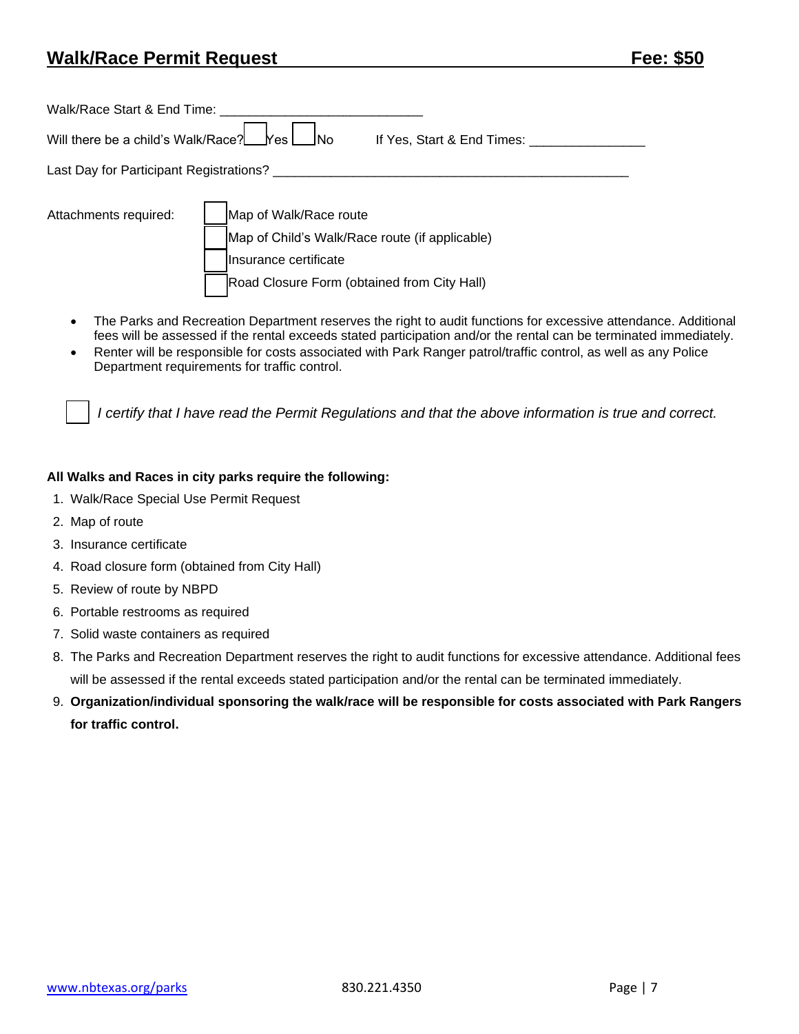## Walk/Race Permit Request Fee: $50

Walk/Race Start & End Time: ____________________________

Will there be a child's Walk/Race? ☐ Yes ☐ No If Yes, Start & End Times: ________________

Last Day for Participant Registrations? __________________________________________________

Attachments required:
- ☐ Map of Walk/Race route
- ☐ Map of Child's Walk/Race route (if applicable)
- ☐ Insurance certificate
- ☐ Road Closure Form (obtained from City Hall)

- The Parks and Recreation Department reserves the right to audit functions for excessive attendance. Additional fees will be assessed if the rental exceeds stated participation and/or the rental can be terminated immediately.
- Renter will be responsible for costs associated with Park Ranger patrol/traffic control, as well as any Police Department requirements for traffic control.

☐ *I certify that I have read the Permit Regulations and that the above information is true and correct.*

**All Walks and Races in city parks require the following:**

1. Walk/Race Special Use Permit Request
2. Map of route
3. Insurance certificate
4. Road closure form (obtained from City Hall)
5. Review of route by NBPD
6. Portable restrooms as required
7. Solid waste containers as required
8. The Parks and Recreation Department reserves the right to audit functions for excessive attendance. Additional fees will be assessed if the rental exceeds stated participation and/or the rental can be terminated immediately.
9. **Organization/individual sponsoring the walk/race will be responsible for costs associated with Park Rangers for traffic control.**

www.nbtexas.org/parks 830.221.4350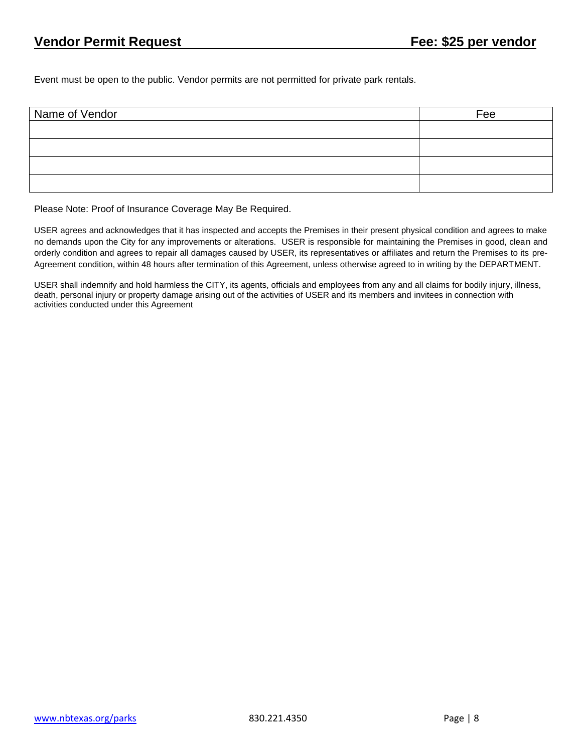## Vendor Permit Request — Fee: $25 per vendor

Event must be open to the public. Vendor permits are not permitted for private park rentals.

| Name of Vendor | Fee |
|---|---|
| | |
| | |
| | |
| | |

Please Note: Proof of Insurance Coverage May Be Required.

USER agrees and acknowledges that it has inspected and accepts the Premises in their present physical condition and agrees to make no demands upon the City for any improvements or alterations. USER is responsible for maintaining the Premises in good, clean and orderly condition and agrees to repair all damages caused by USER, its representatives or affiliates and return the Premises to its pre-Agreement condition, within 48 hours after termination of this Agreement, unless otherwise agreed to in writing by the DEPARTMENT.

USER shall indemnify and hold harmless the CITY, its agents, officials and employees from any and all claims for bodily injury, illness, death, personal injury or property damage arising out of the activities of USER and its members and invitees in connection with activities conducted under this Agreement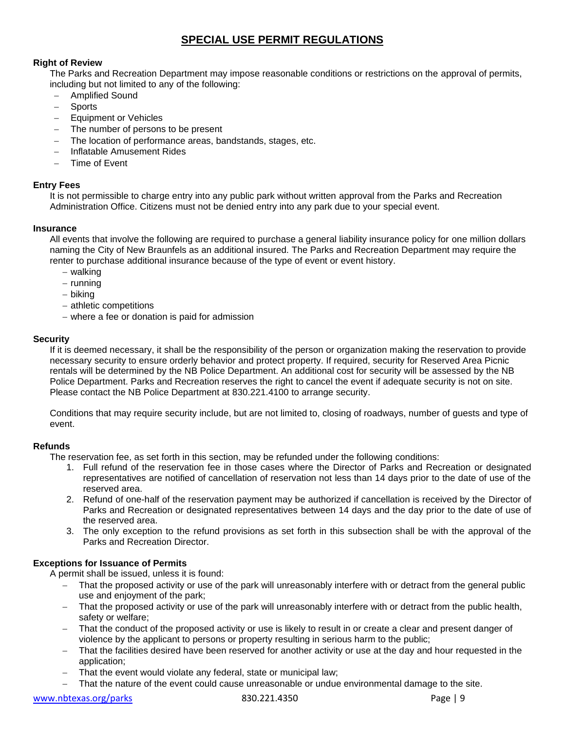# SPECIAL USE PERMIT REGULATIONS

**Right of Review**

The Parks and Recreation Department may impose reasonable conditions or restrictions on the approval of permits, including but not limited to any of the following:

- Amplified Sound
- Sports
- Equipment or Vehicles
- The number of persons to be present
- The location of performance areas, bandstands, stages, etc.
- Inflatable Amusement Rides
- Time of Event

**Entry Fees**

It is not permissible to charge entry into any public park without written approval from the Parks and Recreation Administration Office. Citizens must not be denied entry into any park due to your special event.

**Insurance**

All events that involve the following are required to purchase a general liability insurance policy for one million dollars naming the City of New Braunfels as an additional insured. The Parks and Recreation Department may require the renter to purchase additional insurance because of the type of event or event history.

- walking
- running
- biking
- athletic competitions
- where a fee or donation is paid for admission

**Security**

If it is deemed necessary, it shall be the responsibility of the person or organization making the reservation to provide necessary security to ensure orderly behavior and protect property. If required, security for Reserved Area Picnic rentals will be determined by the NB Police Department. An additional cost for security will be assessed by the NB Police Department. Parks and Recreation reserves the right to cancel the event if adequate security is not on site. Please contact the NB Police Department at 830.221.4100 to arrange security.

Conditions that may require security include, but are not limited to, closing of roadways, number of guests and type of event.

**Refunds**

The reservation fee, as set forth in this section, may be refunded under the following conditions:

1. Full refund of the reservation fee in those cases where the Director of Parks and Recreation or designated representatives are notified of cancellation of reservation not less than 14 days prior to the date of use of the reserved area.
2. Refund of one-half of the reservation payment may be authorized if cancellation is received by the Director of Parks and Recreation or designated representatives between 14 days and the day prior to the date of use of the reserved area.
3. The only exception to the refund provisions as set forth in this subsection shall be with the approval of the Parks and Recreation Director.

**Exceptions for Issuance of Permits**

A permit shall be issued, unless it is found:

- That the proposed activity or use of the park will unreasonably interfere with or detract from the general public use and enjoyment of the park;
- That the proposed activity or use of the park will unreasonably interfere with or detract from the public health, safety or welfare;
- That the conduct of the proposed activity or use is likely to result in or create a clear and present danger of violence by the applicant to persons or property resulting in serious harm to the public;
- That the facilities desired have been reserved for another activity or use at the day and hour requested in the application;
- That the event would violate any federal, state or municipal law;
- That the nature of the event could cause unreasonable or undue environmental damage to the site.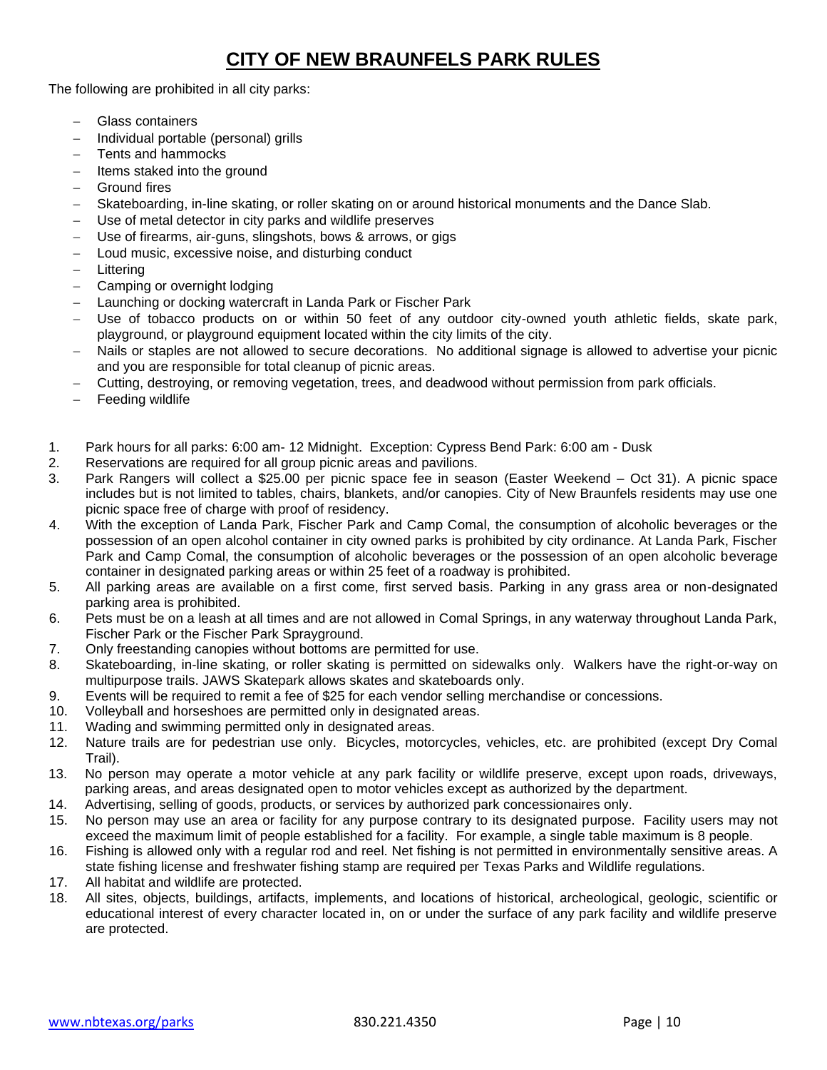# CITY OF NEW BRAUNFELS PARK RULES

The following are prohibited in all city parks:

- Glass containers
- Individual portable (personal) grills
- Tents and hammocks
- Items staked into the ground
- Ground fires
- Skateboarding, in-line skating, or roller skating on or around historical monuments and the Dance Slab.
- Use of metal detector in city parks and wildlife preserves
- Use of firearms, air-guns, slingshots, bows & arrows, or gigs
- Loud music, excessive noise, and disturbing conduct
- Littering
- Camping or overnight lodging
- Launching or docking watercraft in Landa Park or Fischer Park
- Use of tobacco products on or within 50 feet of any outdoor city-owned youth athletic fields, skate park, playground, or playground equipment located within the city limits of the city.
- Nails or staples are not allowed to secure decorations. No additional signage is allowed to advertise your picnic and you are responsible for total cleanup of picnic areas.
- Cutting, destroying, or removing vegetation, trees, and deadwood without permission from park officials.
- Feeding wildlife

1. Park hours for all parks: 6:00 am- 12 Midnight. Exception: Cypress Bend Park: 6:00 am - Dusk
2. Reservations are required for all group picnic areas and pavilions.
3. Park Rangers will collect a $25.00 per picnic space fee in season (Easter Weekend – Oct 31). A picnic space includes but is not limited to tables, chairs, blankets, and/or canopies. City of New Braunfels residents may use one picnic space free of charge with proof of residency.
4. With the exception of Landa Park, Fischer Park and Camp Comal, the consumption of alcoholic beverages or the possession of an open alcohol container in city owned parks is prohibited by city ordinance. At Landa Park, Fischer Park and Camp Comal, the consumption of alcoholic beverages or the possession of an open alcoholic beverage container in designated parking areas or within 25 feet of a roadway is prohibited.
5. All parking areas are available on a first come, first served basis. Parking in any grass area or non-designated parking area is prohibited.
6. Pets must be on a leash at all times and are not allowed in Comal Springs, in any waterway throughout Landa Park, Fischer Park or the Fischer Park Sprayground.
7. Only freestanding canopies without bottoms are permitted for use.
8. Skateboarding, in-line skating, or roller skating is permitted on sidewalks only. Walkers have the right-or-way on multipurpose trails. JAWS Skatepark allows skates and skateboards only.
9. Events will be required to remit a fee of $25 for each vendor selling merchandise or concessions.
10. Volleyball and horseshoes are permitted only in designated areas.
11. Wading and swimming permitted only in designated areas.
12. Nature trails are for pedestrian use only. Bicycles, motorcycles, vehicles, etc. are prohibited (except Dry Comal Trail).
13. No person may operate a motor vehicle at any park facility or wildlife preserve, except upon roads, driveways, parking areas, and areas designated open to motor vehicles except as authorized by the department.
14. Advertising, selling of goods, products, or services by authorized park concessionaires only.
15. No person may use an area or facility for any purpose contrary to its designated purpose. Facility users may not exceed the maximum limit of people established for a facility. For example, a single table maximum is 8 people.
16. Fishing is allowed only with a regular rod and reel. Net fishing is not permitted in environmentally sensitive areas. A state fishing license and freshwater fishing stamp are required per Texas Parks and Wildlife regulations.
17. All habitat and wildlife are protected.
18. All sites, objects, buildings, artifacts, implements, and locations of historical, archeological, geologic, scientific or educational interest of every character located in, on or under the surface of any park facility and wildlife preserve are protected.

www.nbtexas.org/parks 830.221.4350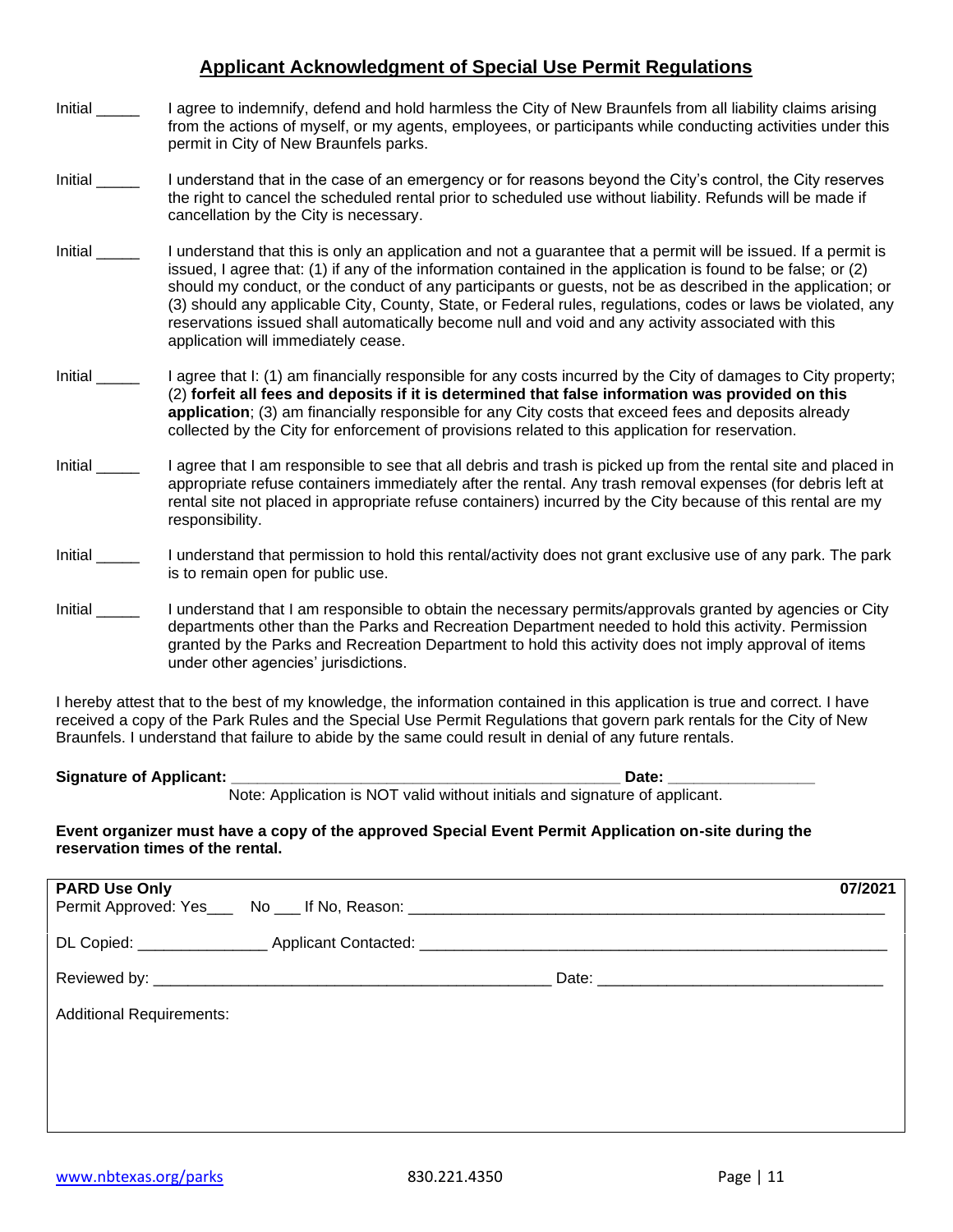## Applicant Acknowledgment of Special Use Permit Regulations

Initial _____ I agree to indemnify, defend and hold harmless the City of New Braunfels from all liability claims arising from the actions of myself, or my agents, employees, or participants while conducting activities under this permit in City of New Braunfels parks.

Initial _____ I understand that in the case of an emergency or for reasons beyond the City's control, the City reserves the right to cancel the scheduled rental prior to scheduled use without liability. Refunds will be made if cancellation by the City is necessary.

Initial _____ I understand that this is only an application and not a guarantee that a permit will be issued. If a permit is issued, I agree that: (1) if any of the information contained in the application is found to be false; or (2) should my conduct, or the conduct of any participants or guests, not be as described in the application; or (3) should any applicable City, County, State, or Federal rules, regulations, codes or laws be violated, any reservations issued shall automatically become null and void and any activity associated with this application will immediately cease.

Initial _____ I agree that I: (1) am financially responsible for any costs incurred by the City of damages to City property; (2) **forfeit all fees and deposits if it is determined that false information was provided on this application**; (3) am financially responsible for any City costs that exceed fees and deposits already collected by the City for enforcement of provisions related to this application for reservation.

Initial _____ I agree that I am responsible to see that all debris and trash is picked up from the rental site and placed in appropriate refuse containers immediately after the rental. Any trash removal expenses (for debris left at rental site not placed in appropriate refuse containers) incurred by the City because of this rental are my responsibility.

Initial _____ I understand that permission to hold this rental/activity does not grant exclusive use of any park. The park is to remain open for public use.

Initial _____ I understand that I am responsible to obtain the necessary permits/approvals granted by agencies or City departments other than the Parks and Recreation Department needed to hold this activity. Permission granted by the Parks and Recreation Department to hold this activity does not imply approval of items under other agencies' jurisdictions.

I hereby attest that to the best of my knowledge, the information contained in this application is true and correct. I have received a copy of the Park Rules and the Special Use Permit Regulations that govern park rentals for the City of New Braunfels. I understand that failure to abide by the same could result in denial of any future rentals.

**Signature of Applicant:** _____________________________________________ **Date:** ________________

Note: Application is NOT valid without initials and signature of applicant.

**Event organizer must have a copy of the approved Special Event Permit Application on-site during the reservation times of the rental.**

**PARD Use Only** **07/2021**

Permit Approved: Yes___ No ___ If No, Reason: ________________________________________________________

DL Copied: _______________ Applicant Contacted: ______________________________________________________

Reviewed by: _____________________________________________ Date: ________________________________

Additional Requirements:

www.nbtexas.org/parks 830.221.4350